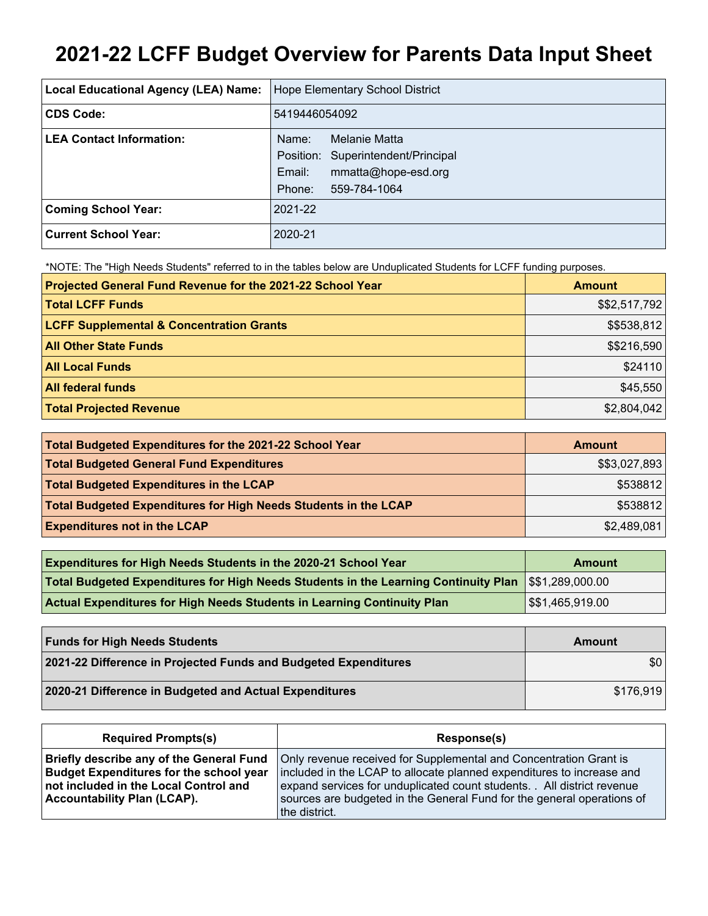# 2021-22 LCFF Budget Overview for Parents Data Input Sheet

| | |
|---|---|
| **Local Educational Agency (LEA) Name:** | Hope Elementary School District |
| **CDS Code:** | 5419446054092 |
| **LEA Contact Information:** | Name: Melanie Matta<br>Position: Superintendent/Principal<br>Email: mmatta@hope-esd.org<br>Phone: 559-784-1064 |
| **Coming School Year:** | 2021-22 |
| **Current School Year:** | 2020-21 |

*NOTE: The "High Needs Students" referred to in the tables below are Unduplicated Students for LCFF funding purposes.

| Projected General Fund Revenue for the 2021-22 School Year | Amount |
|---|---|
| **Total LCFF Funds** | $$2,517,792 |
| **LCFF Supplemental & Concentration Grants** | $$538,812 |
| **All Other State Funds** | $$216,590 |
| **All Local Funds** | $24110 |
| **All federal funds** | $45,550 |
| **Total Projected Revenue** | $2,804,042 |

| Total Budgeted Expenditures for the 2021-22 School Year | Amount |
|---|---|
| **Total Budgeted General Fund Expenditures** | $$3,027,893 |
| **Total Budgeted Expenditures in the LCAP** | $538812 |
| **Total Budgeted Expenditures for High Needs Students in the LCAP** | $538812 |
| **Expenditures not in the LCAP** | $2,489,081 |

| Expenditures for High Needs Students in the 2020-21 School Year | Amount |
|---|---|
| **Total Budgeted Expenditures for High Needs Students in the Learning Continuity Plan** | $$1,289,000.00 |
| **Actual Expenditures for High Needs Students in Learning Continuity Plan** | $$1,465,919.00 |

| Funds for High Needs Students | Amount |
|---|---|
| **2021-22 Difference in Projected Funds and Budgeted Expenditures** | $0 |
| **2020-21 Difference in Budgeted and Actual Expenditures** | $176,919 |

| Required Prompts(s) | Response(s) |
|---|---|
| **Briefly describe any of the General Fund Budget Expenditures for the school year not included in the Local Control and Accountability Plan (LCAP).** | Only revenue received for Supplemental and Concentration Grant is included in the LCAP to allocate planned expenditures to increase and expand services for unduplicated count students. . All district revenue sources are budgeted in the General Fund for the general operations of the district. |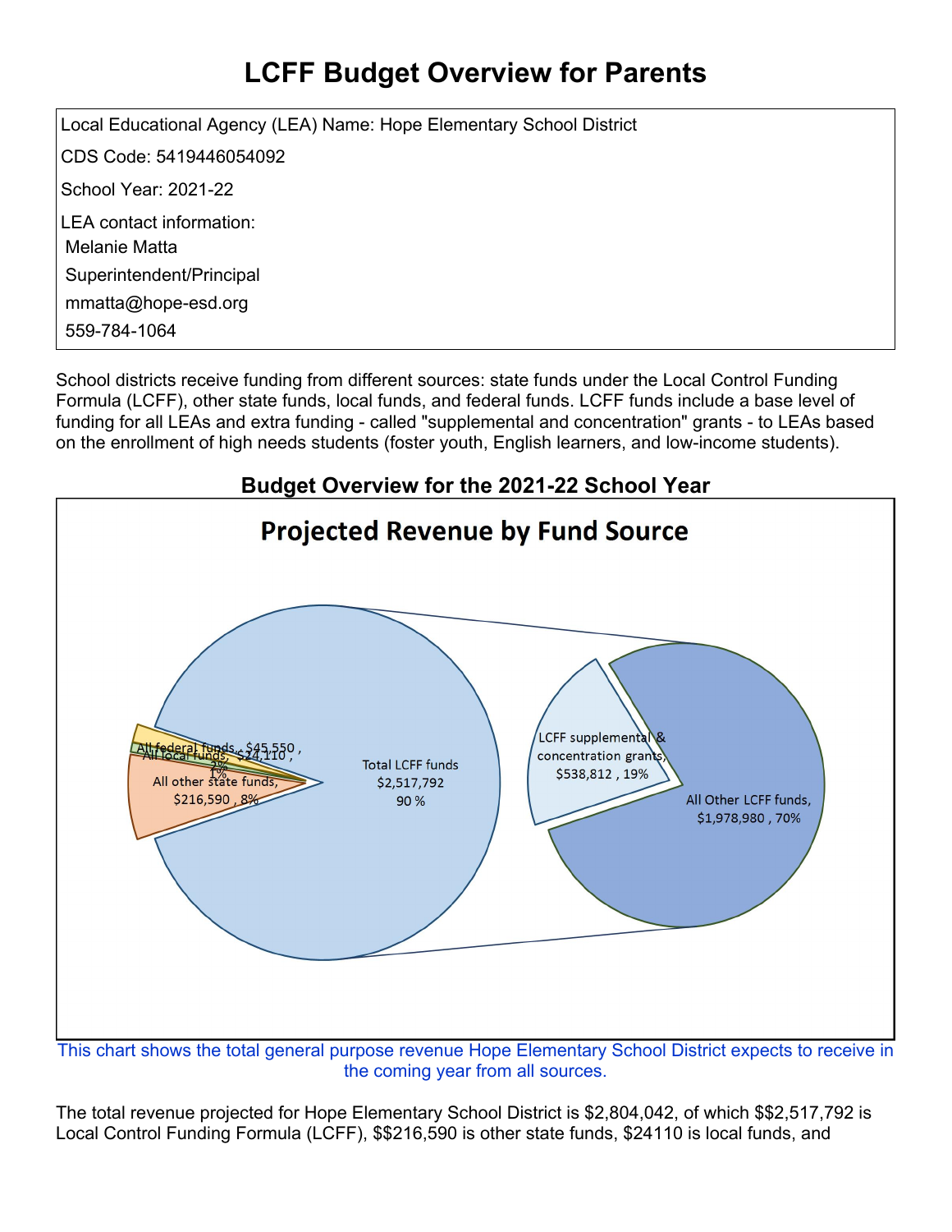# LCFF Budget Overview for Parents

Local Educational Agency (LEA) Name: Hope Elementary School District

CDS Code: 5419446054092

School Year: 2021-22

LEA contact information:
Melanie Matta
Superintendent/Principal
mmatta@hope-esd.org
559-784-1064

School districts receive funding from different sources: state funds under the Local Control Funding Formula (LCFF), other state funds, local funds, and federal funds. LCFF funds include a base level of funding for all LEAs and extra funding - called "supplemental and concentration" grants - to LEAs based on the enrollment of high needs students (foster youth, English learners, and low-income students).

## Budget Overview for the 2021-22 School Year

**Projected Revenue by Fund Source**

- Total LCFF funds $2,517,792 90 %
  - LCFF supplemental & concentration grants, $538,812 , 19%
  - All Other LCFF funds, $1,978,980 , 70%
- All other state funds, $216,590 , 8%
- All local funds, $24,110 , 1%
- All federal funds, $45,550 , 2%

This chart shows the total general purpose revenue Hope Elementary School District expects to receive in the coming year from all sources.

The total revenue projected for Hope Elementary School District is $2,804,042, of which $$2,517,792 is Local Control Funding Formula (LCFF), $$216,590 is other state funds, $24110 is local funds, and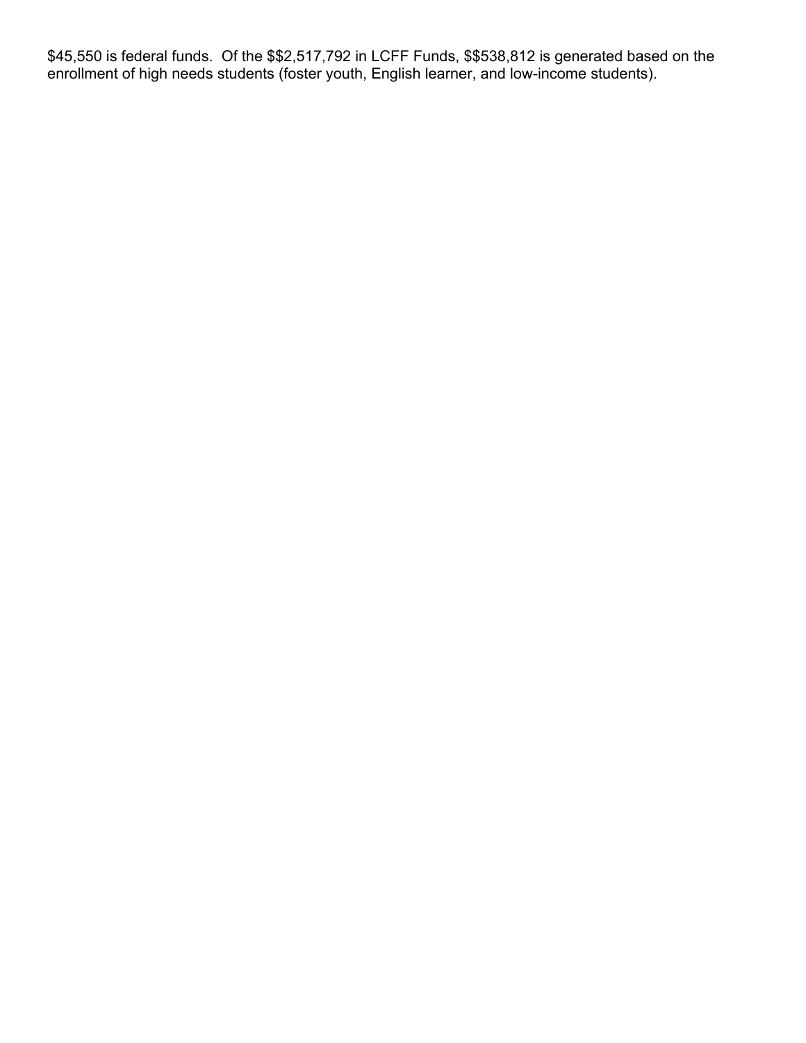$45,550 is federal funds. Of the $$2,517,792 in LCFF Funds, $$538,812 is generated based on the enrollment of high needs students (foster youth, English learner, and low-income students).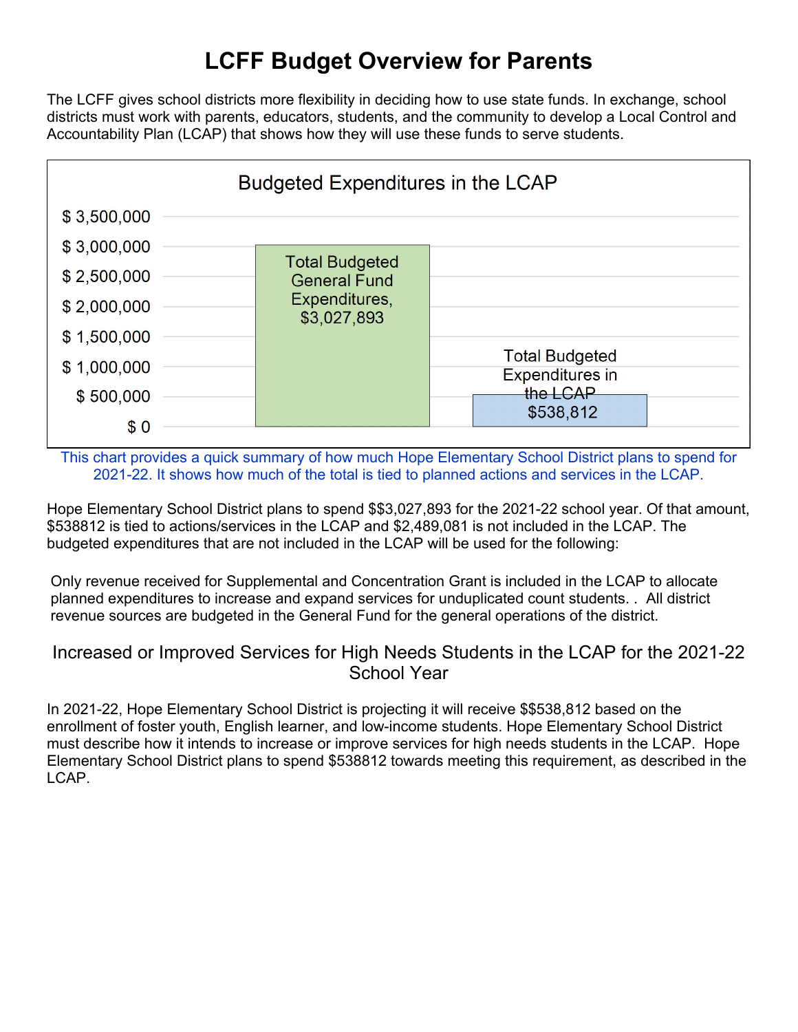# LCFF Budget Overview for Parents

The LCFF gives school districts more flexibility in deciding how to use state funds. In exchange, school districts must work with parents, educators, students, and the community to develop a Local Control and Accountability Plan (LCAP) that shows how they will use these funds to serve students.

**Budgeted Expenditures in the LCAP**

| Category | Amount |
|---|---|
| Total Budgeted General Fund Expenditures | $3,027,893 |
| Total Budgeted Expenditures in the LCAP | $538,812 |

This chart provides a quick summary of how much Hope Elementary School District plans to spend for 2021-22. It shows how much of the total is tied to planned actions and services in the LCAP.

Hope Elementary School District plans to spend $$3,027,893 for the 2021-22 school year. Of that amount, $538812 is tied to actions/services in the LCAP and $2,489,081 is not included in the LCAP. The budgeted expenditures that are not included in the LCAP will be used for the following:

Only revenue received for Supplemental and Concentration Grant is included in the LCAP to allocate planned expenditures to increase and expand services for unduplicated count students. . All district revenue sources are budgeted in the General Fund for the general operations of the district.

## Increased or Improved Services for High Needs Students in the LCAP for the 2021-22 School Year

In 2021-22, Hope Elementary School District is projecting it will receive $$538,812 based on the enrollment of foster youth, English learner, and low-income students. Hope Elementary School District must describe how it intends to increase or improve services for high needs students in the LCAP. Hope Elementary School District plans to spend $538812 towards meeting this requirement, as described in the LCAP.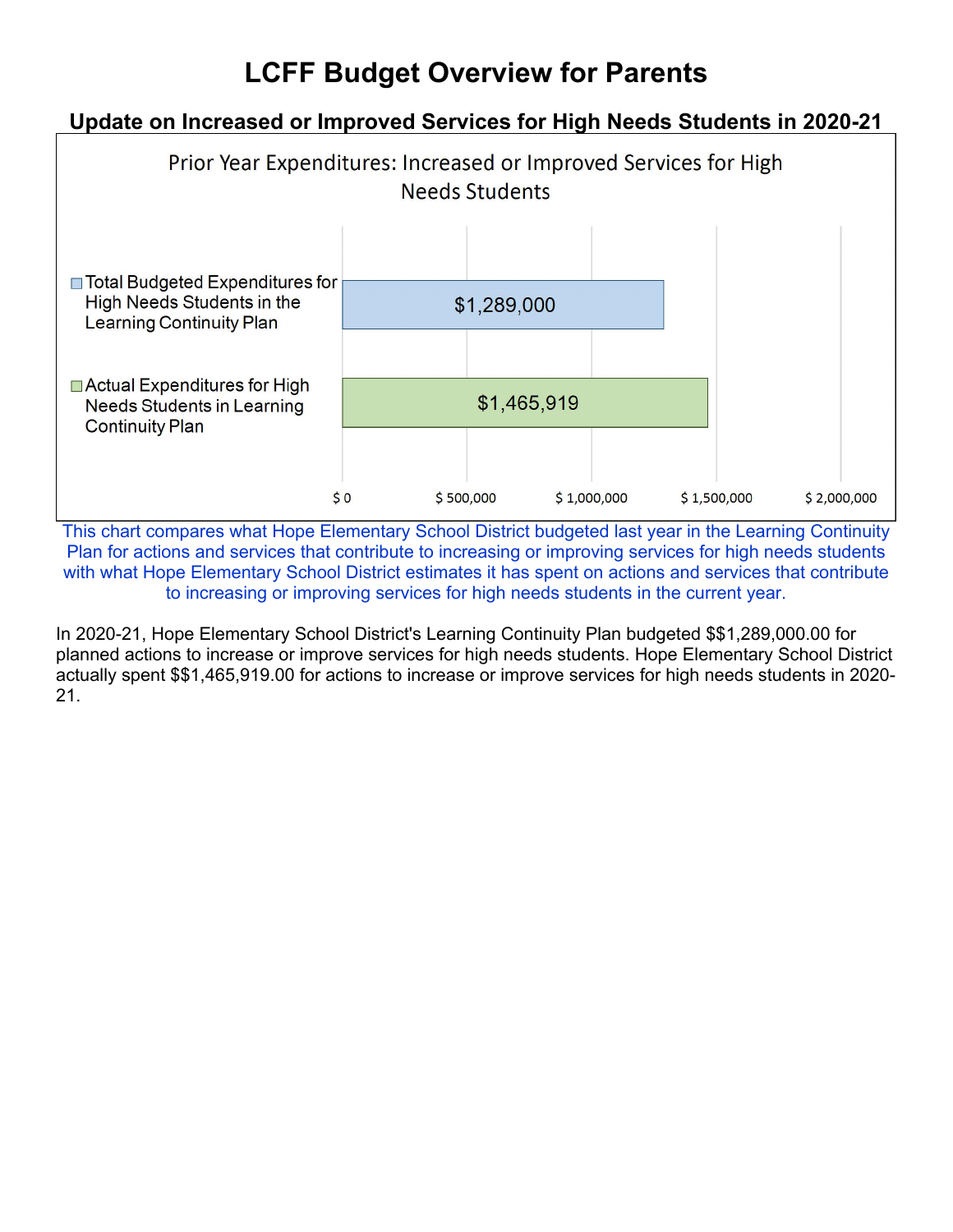# LCFF Budget Overview for Parents

## Update on Increased or Improved Services for High Needs Students in 2020-21

Prior Year Expenditures: Increased or Improved Services for High Needs Students

Total Budgeted Expenditures for High Needs Students in the Learning Continuity Plan

$1,289,000

Actual Expenditures for High Needs Students in Learning Continuity Plan

$1,465,919

$ 0
$ 500,000
$ 1,000,000
$ 1,500,000
$ 2,000,000

This chart compares what Hope Elementary School District budgeted last year in the Learning Continuity Plan for actions and services that contribute to increasing or improving services for high needs students with what Hope Elementary School District estimates it has spent on actions and services that contribute to increasing or improving services for high needs students in the current year.

In 2020-21, Hope Elementary School District's Learning Continuity Plan budgeted $$1,289,000.00 for planned actions to increase or improve services for high needs students. Hope Elementary School District actually spent $$1,465,919.00 for actions to increase or improve services for high needs students in 2020-21.